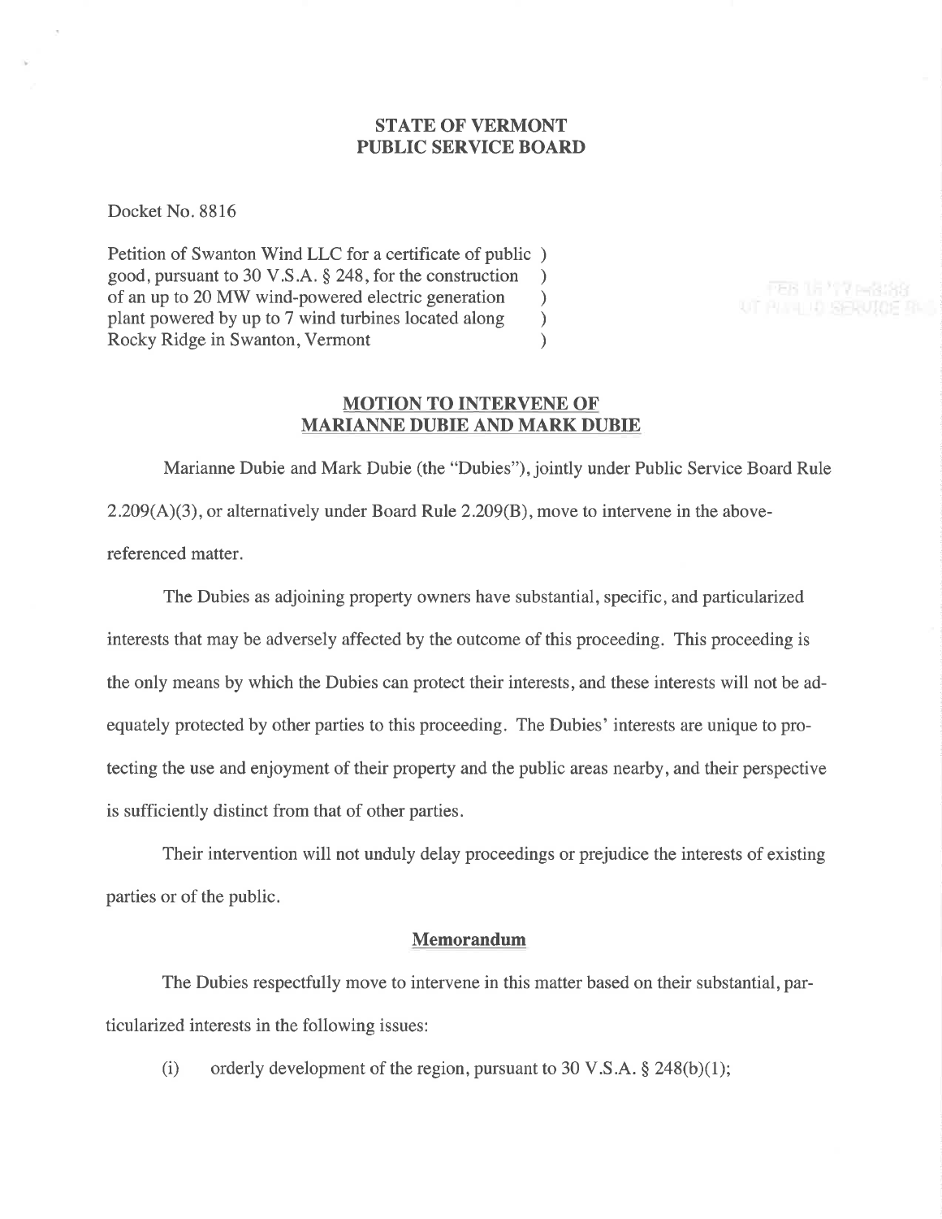**STATE OF VERMONT**
**PUBLIC SERVICE BOARD**

Docket No. 8816

Petition of Swanton Wind LLC for a certificate of public )
good, pursuant to 30 V.S.A. § 248, for the construction )
of an up to 20 MW wind-powered electric generation )
plant powered by up to 7 wind turbines located along )
Rocky Ridge in Swanton, Vermont )

## MOTION TO INTERVENE OF MARIANNE DUBIE AND MARK DUBIE

Marianne Dubie and Mark Dubie (the "Dubies"), jointly under Public Service Board Rule 2.209(A)(3), or alternatively under Board Rule 2.209(B), move to intervene in the above-referenced matter.

The Dubies as adjoining property owners have substantial, specific, and particularized interests that may be adversely affected by the outcome of this proceeding. This proceeding is the only means by which the Dubies can protect their interests, and these interests will not be adequately protected by other parties to this proceeding. The Dubies' interests are unique to protecting the use and enjoyment of their property and the public areas nearby, and their perspective is sufficiently distinct from that of other parties.

Their intervention will not unduly delay proceedings or prejudice the interests of existing parties or of the public.

### Memorandum

The Dubies respectfully move to intervene in this matter based on their substantial, particularized interests in the following issues:

(i) orderly development of the region, pursuant to 30 V.S.A. § 248(b)(1);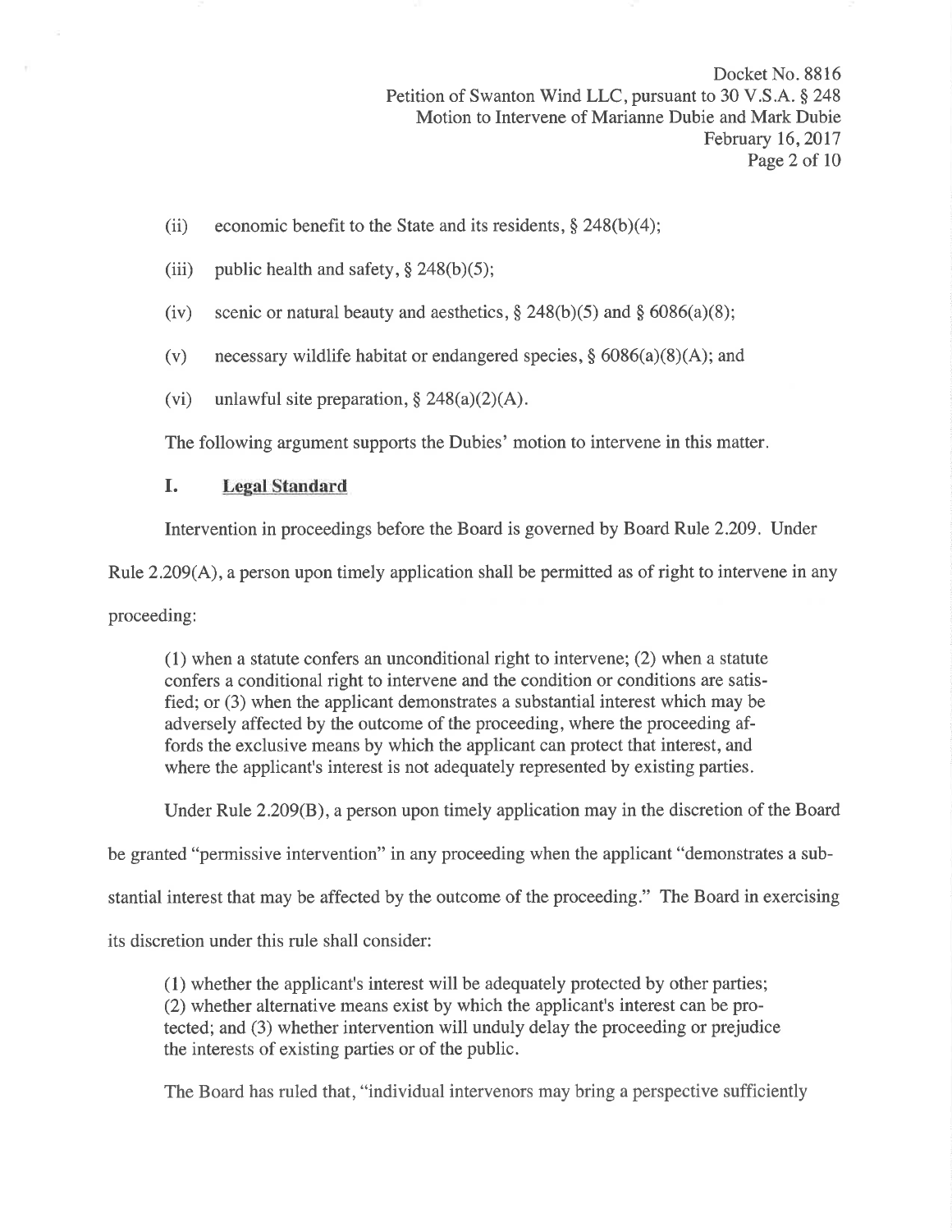(ii) economic benefit to the State and its residents, § 248(b)(4);

(iii) public health and safety, § 248(b)(5);

(iv) scenic or natural beauty and aesthetics, § 248(b)(5) and § 6086(a)(8);

(v) necessary wildlife habitat or endangered species, § 6086(a)(8)(A); and

(vi) unlawful site preparation, § 248(a)(2)(A).

The following argument supports the Dubies' motion to intervene in this matter.

## I. Legal Standard

Intervention in proceedings before the Board is governed by Board Rule 2.209. Under Rule 2.209(A), a person upon timely application shall be permitted as of right to intervene in any proceeding:

> (1) when a statute confers an unconditional right to intervene; (2) when a statute confers a conditional right to intervene and the condition or conditions are satisfied; or (3) when the applicant demonstrates a substantial interest which may be adversely affected by the outcome of the proceeding, where the proceeding affords the exclusive means by which the applicant can protect that interest, and where the applicant's interest is not adequately represented by existing parties.

Under Rule 2.209(B), a person upon timely application may in the discretion of the Board be granted "permissive intervention" in any proceeding when the applicant "demonstrates a substantial interest that may be affected by the outcome of the proceeding." The Board in exercising its discretion under this rule shall consider:

> (1) whether the applicant's interest will be adequately protected by other parties; (2) whether alternative means exist by which the applicant's interest can be protected; and (3) whether intervention will unduly delay the proceeding or prejudice the interests of existing parties or of the public.

The Board has ruled that, "individual intervenors may bring a perspective sufficiently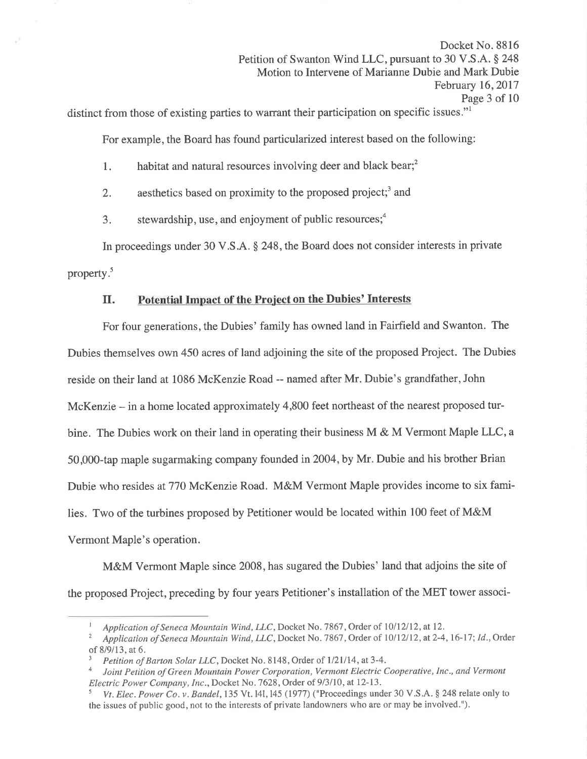distinct from those of existing parties to warrant their participation on specific issues."[1]

For example, the Board has found particularized interest based on the following:

1. habitat and natural resources involving deer and black bear;[2]

2. aesthetics based on proximity to the proposed project;[3] and

3. stewardship, use, and enjoyment of public resources;[4]

In proceedings under 30 V.S.A. § 248, the Board does not consider interests in private property.[5]

## II. Potential Impact of the Project on the Dubies' Interests

For four generations, the Dubies' family has owned land in Fairfield and Swanton. The Dubies themselves own 450 acres of land adjoining the site of the proposed Project. The Dubies reside on their land at 1086 McKenzie Road -- named after Mr. Dubie's grandfather, John McKenzie – in a home located approximately 4,800 feet northeast of the nearest proposed turbine. The Dubies work on their land in operating their business M & M Vermont Maple LLC, a 50,000-tap maple sugarmaking company founded in 2004, by Mr. Dubie and his brother Brian Dubie who resides at 770 McKenzie Road. M&M Vermont Maple provides income to six families. Two of the turbines proposed by Petitioner would be located within 100 feet of M&M Vermont Maple's operation.

M&M Vermont Maple since 2008, has sugared the Dubies' land that adjoins the site of the proposed Project, preceding by four years Petitioner's installation of the MET tower associ-

---

[1] *Application of Seneca Mountain Wind, LLC*, Docket No. 7867, Order of 10/12/12, at 12.

[2] *Application of Seneca Mountain Wind, LLC*, Docket No. 7867, Order of 10/12/12, at 2-4, 16-17; *Id.*, Order of 8/9/13, at 6.

[3] *Petition of Barton Solar LLC*, Docket No. 8148, Order of 1/21/14, at 3-4.

[4] *Joint Petition of Green Mountain Power Corporation, Vermont Electric Cooperative, Inc., and Vermont Electric Power Company, Inc.*, Docket No. 7628, Order of 9/3/10, at 12-13.

[5] *Vt. Elec. Power Co. v. Bandel*, 135 Vt. 141, 145 (1977) ("Proceedings under 30 V.S.A. § 248 relate only to the issues of public good, not to the interests of private landowners who are or may be involved.").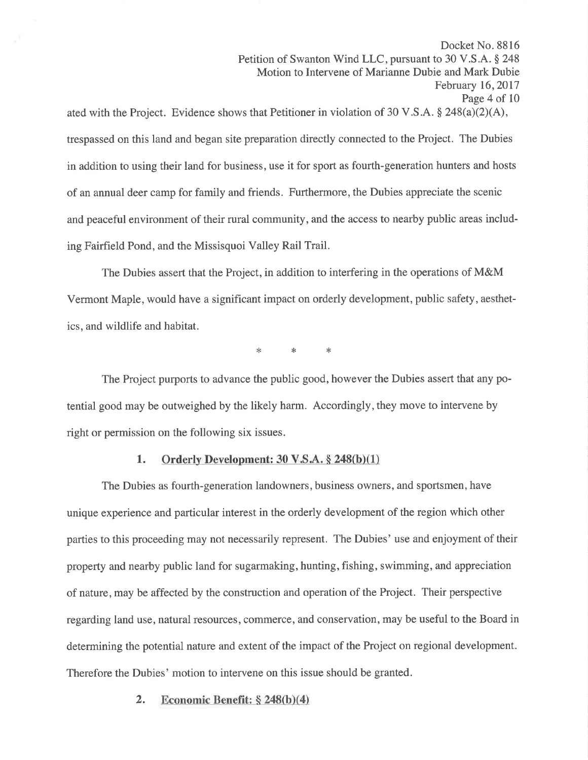ated with the Project. Evidence shows that Petitioner in violation of 30 V.S.A. § 248(a)(2)(A), trespassed on this land and began site preparation directly connected to the Project. The Dubies in addition to using their land for business, use it for sport as fourth-generation hunters and hosts of an annual deer camp for family and friends. Furthermore, the Dubies appreciate the scenic and peaceful environment of their rural community, and the access to nearby public areas including Fairfield Pond, and the Missisquoi Valley Rail Trail.

The Dubies assert that the Project, in addition to interfering in the operations of M&M Vermont Maple, would have a significant impact on orderly development, public safety, aesthetics, and wildlife and habitat.

\* \* \*

The Project purports to advance the public good, however the Dubies assert that any potential good may be outweighed by the likely harm. Accordingly, they move to intervene by right or permission on the following six issues.

### 1. Orderly Development: 30 V.S.A. § 248(b)(1)

The Dubies as fourth-generation landowners, business owners, and sportsmen, have unique experience and particular interest in the orderly development of the region which other parties to this proceeding may not necessarily represent. The Dubies' use and enjoyment of their property and nearby public land for sugarmaking, hunting, fishing, swimming, and appreciation of nature, may be affected by the construction and operation of the Project. Their perspective regarding land use, natural resources, commerce, and conservation, may be useful to the Board in determining the potential nature and extent of the impact of the Project on regional development. Therefore the Dubies' motion to intervene on this issue should be granted.

### 2. Economic Benefit: § 248(b)(4)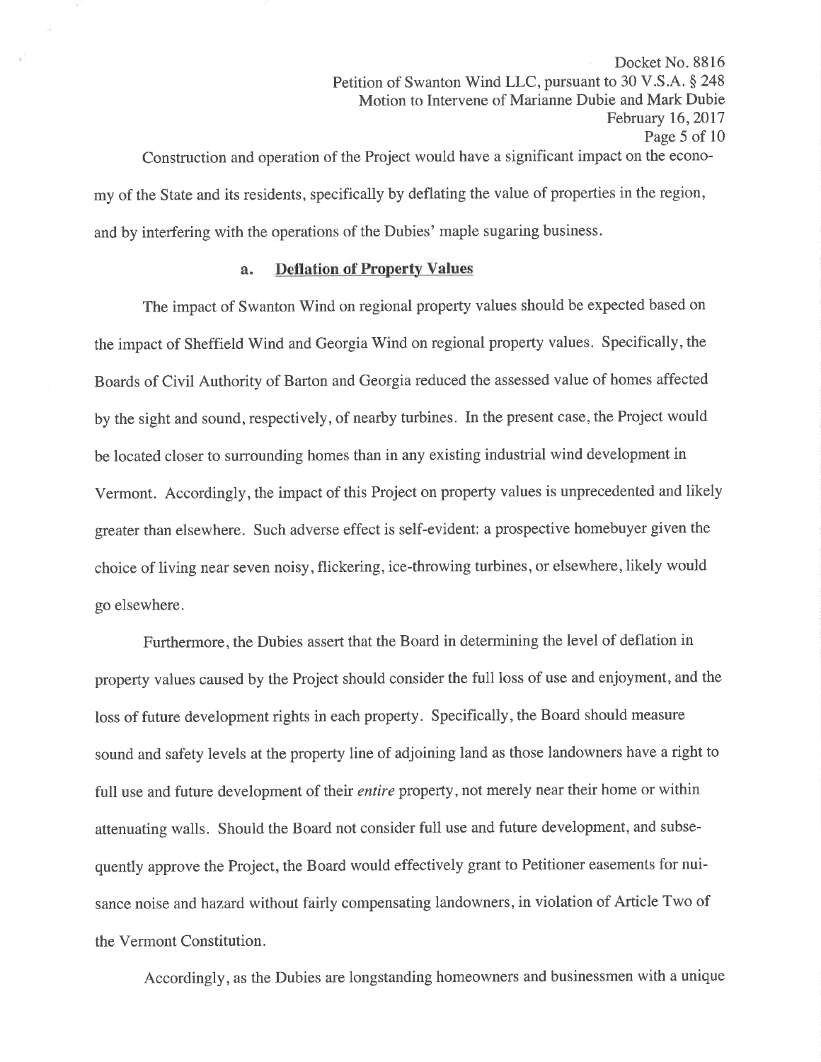Construction and operation of the Project would have a significant impact on the economy of the State and its residents, specifically by deflating the value of properties in the region, and by interfering with the operations of the Dubies' maple sugaring business.

### a. **Deflation of Property Values**

The impact of Swanton Wind on regional property values should be expected based on the impact of Sheffield Wind and Georgia Wind on regional property values. Specifically, the Boards of Civil Authority of Barton and Georgia reduced the assessed value of homes affected by the sight and sound, respectively, of nearby turbines. In the present case, the Project would be located closer to surrounding homes than in any existing industrial wind development in Vermont. Accordingly, the impact of this Project on property values is unprecedented and likely greater than elsewhere. Such adverse effect is self-evident: a prospective homebuyer given the choice of living near seven noisy, flickering, ice-throwing turbines, or elsewhere, likely would go elsewhere.

Furthermore, the Dubies assert that the Board in determining the level of deflation in property values caused by the Project should consider the full loss of use and enjoyment, and the loss of future development rights in each property. Specifically, the Board should measure sound and safety levels at the property line of adjoining land as those landowners have a right to full use and future development of their *entire* property, not merely near their home or within attenuating walls. Should the Board not consider full use and future development, and subsequently approve the Project, the Board would effectively grant to Petitioner easements for nuisance noise and hazard without fairly compensating landowners, in violation of Article Two of the Vermont Constitution.

Accordingly, as the Dubies are longstanding homeowners and businessmen with a unique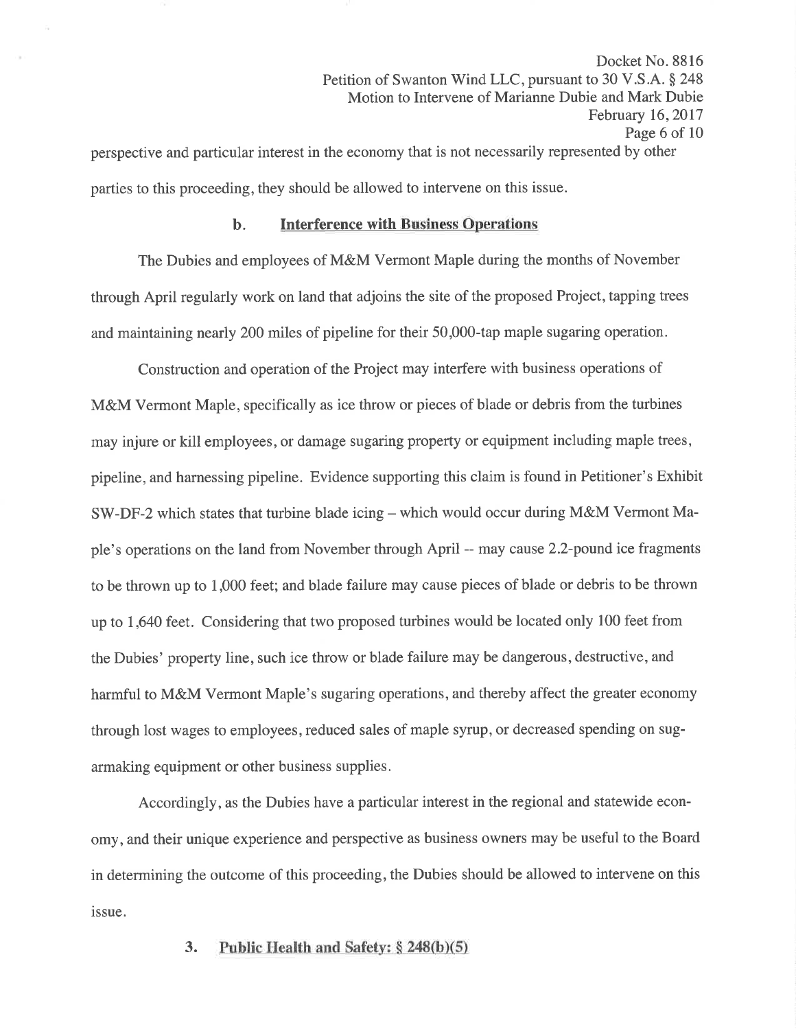perspective and particular interest in the economy that is not necessarily represented by other parties to this proceeding, they should be allowed to intervene on this issue.

### b. Interference with Business Operations

The Dubies and employees of M&M Vermont Maple during the months of November through April regularly work on land that adjoins the site of the proposed Project, tapping trees and maintaining nearly 200 miles of pipeline for their 50,000-tap maple sugaring operation.

Construction and operation of the Project may interfere with business operations of M&M Vermont Maple, specifically as ice throw or pieces of blade or debris from the turbines may injure or kill employees, or damage sugaring property or equipment including maple trees, pipeline, and harnessing pipeline. Evidence supporting this claim is found in Petitioner's Exhibit SW-DF-2 which states that turbine blade icing – which would occur during M&M Vermont Maple's operations on the land from November through April -- may cause 2.2-pound ice fragments to be thrown up to 1,000 feet; and blade failure may cause pieces of blade or debris to be thrown up to 1,640 feet. Considering that two proposed turbines would be located only 100 feet from the Dubies' property line, such ice throw or blade failure may be dangerous, destructive, and harmful to M&M Vermont Maple's sugaring operations, and thereby affect the greater economy through lost wages to employees, reduced sales of maple syrup, or decreased spending on sugarmaking equipment or other business supplies.

Accordingly, as the Dubies have a particular interest in the regional and statewide economy, and their unique experience and perspective as business owners may be useful to the Board in determining the outcome of this proceeding, the Dubies should be allowed to intervene on this issue.

## 3. Public Health and Safety: § 248(b)(5)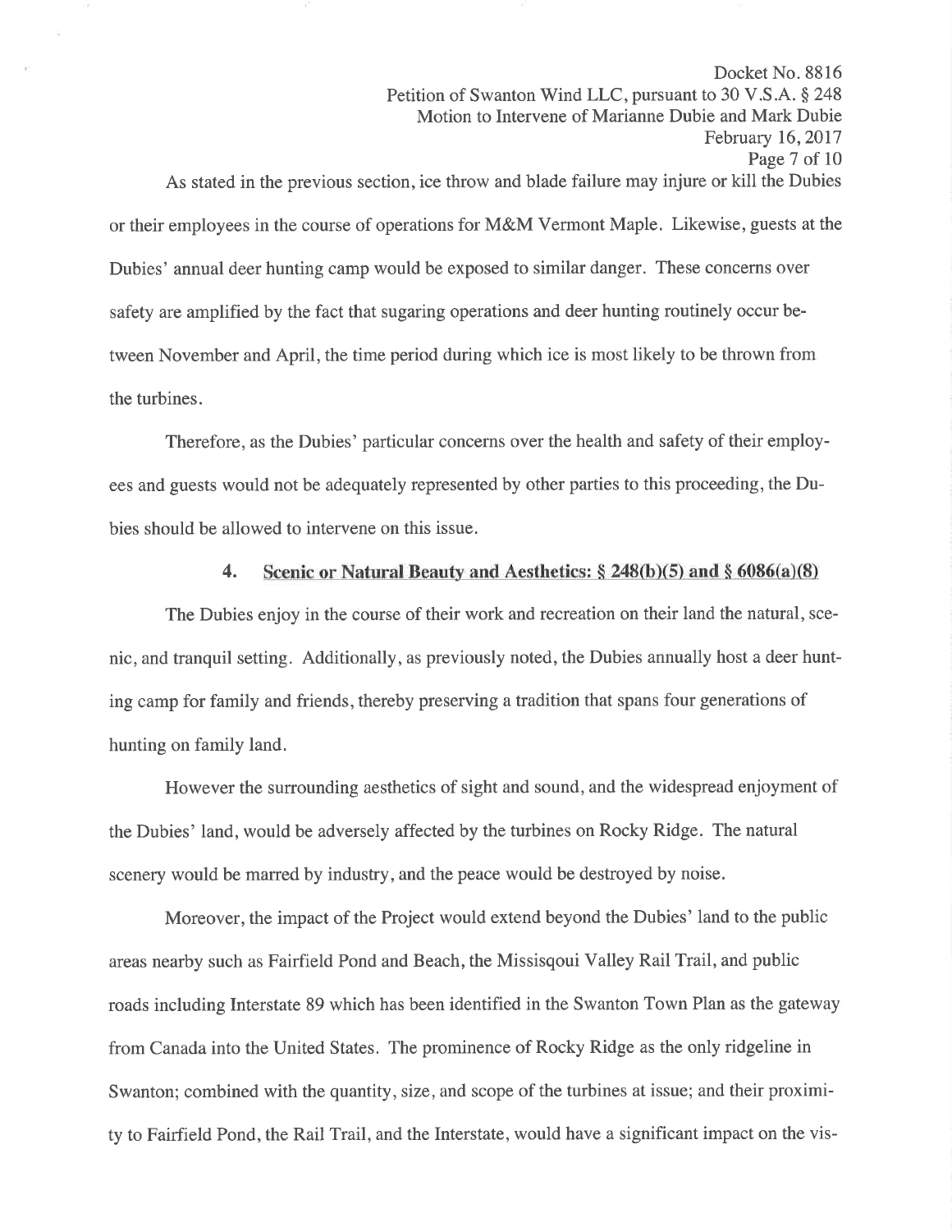As stated in the previous section, ice throw and blade failure may injure or kill the Dubies or their employees in the course of operations for M&M Vermont Maple. Likewise, guests at the Dubies' annual deer hunting camp would be exposed to similar danger. These concerns over safety are amplified by the fact that sugaring operations and deer hunting routinely occur between November and April, the time period during which ice is most likely to be thrown from the turbines.

Therefore, as the Dubies' particular concerns over the health and safety of their employees and guests would not be adequately represented by other parties to this proceeding, the Dubies should be allowed to intervene on this issue.

### 4. Scenic or Natural Beauty and Aesthetics: § 248(b)(5) and § 6086(a)(8)

The Dubies enjoy in the course of their work and recreation on their land the natural, scenic, and tranquil setting. Additionally, as previously noted, the Dubies annually host a deer hunting camp for family and friends, thereby preserving a tradition that spans four generations of hunting on family land.

However the surrounding aesthetics of sight and sound, and the widespread enjoyment of the Dubies' land, would be adversely affected by the turbines on Rocky Ridge. The natural scenery would be marred by industry, and the peace would be destroyed by noise.

Moreover, the impact of the Project would extend beyond the Dubies' land to the public areas nearby such as Fairfield Pond and Beach, the Missisqoui Valley Rail Trail, and public roads including Interstate 89 which has been identified in the Swanton Town Plan as the gateway from Canada into the United States. The prominence of Rocky Ridge as the only ridgeline in Swanton; combined with the quantity, size, and scope of the turbines at issue; and their proximity to Fairfield Pond, the Rail Trail, and the Interstate, would have a significant impact on the vis-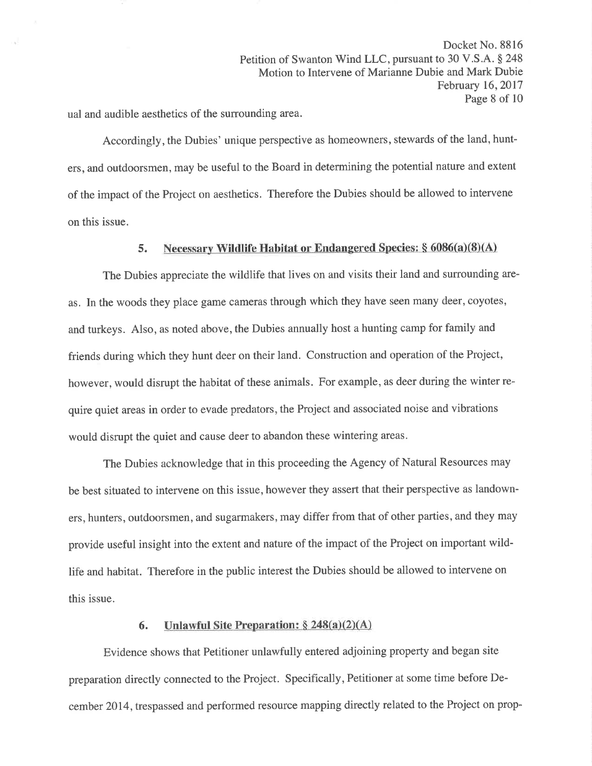ual and audible aesthetics of the surrounding area.

Accordingly, the Dubies' unique perspective as homeowners, stewards of the land, hunters, and outdoorsmen, may be useful to the Board in determining the potential nature and extent of the impact of the Project on aesthetics. Therefore the Dubies should be allowed to intervene on this issue.

### 5. Necessary Wildlife Habitat or Endangered Species: § 6086(a)(8)(A)

The Dubies appreciate the wildlife that lives on and visits their land and surrounding areas. In the woods they place game cameras through which they have seen many deer, coyotes, and turkeys. Also, as noted above, the Dubies annually host a hunting camp for family and friends during which they hunt deer on their land. Construction and operation of the Project, however, would disrupt the habitat of these animals. For example, as deer during the winter require quiet areas in order to evade predators, the Project and associated noise and vibrations would disrupt the quiet and cause deer to abandon these wintering areas.

The Dubies acknowledge that in this proceeding the Agency of Natural Resources may be best situated to intervene on this issue, however they assert that their perspective as landowners, hunters, outdoorsmen, and sugarmakers, may differ from that of other parties, and they may provide useful insight into the extent and nature of the impact of the Project on important wildlife and habitat. Therefore in the public interest the Dubies should be allowed to intervene on this issue.

### 6. Unlawful Site Preparation: § 248(a)(2)(A)

Evidence shows that Petitioner unlawfully entered adjoining property and began site preparation directly connected to the Project. Specifically, Petitioner at some time before December 2014, trespassed and performed resource mapping directly related to the Project on prop-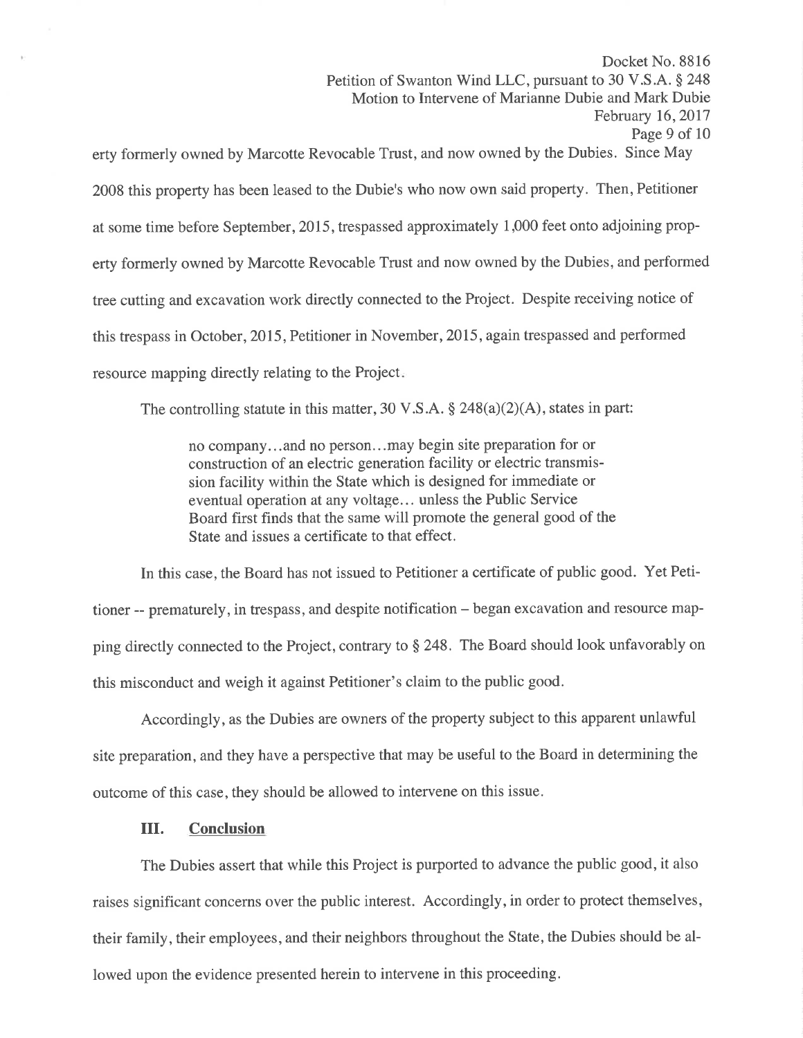erty formerly owned by Marcotte Revocable Trust, and now owned by the Dubies. Since May 2008 this property has been leased to the Dubie's who now own said property. Then, Petitioner at some time before September, 2015, trespassed approximately 1,000 feet onto adjoining property formerly owned by Marcotte Revocable Trust and now owned by the Dubies, and performed tree cutting and excavation work directly connected to the Project. Despite receiving notice of this trespass in October, 2015, Petitioner in November, 2015, again trespassed and performed resource mapping directly relating to the Project.

The controlling statute in this matter, 30 V.S.A. § 248(a)(2)(A), states in part:

> no company...and no person...may begin site preparation for or construction of an electric generation facility or electric transmission facility within the State which is designed for immediate or eventual operation at any voltage... unless the Public Service Board first finds that the same will promote the general good of the State and issues a certificate to that effect.

In this case, the Board has not issued to Petitioner a certificate of public good. Yet Petitioner -- prematurely, in trespass, and despite notification – began excavation and resource mapping directly connected to the Project, contrary to § 248. The Board should look unfavorably on this misconduct and weigh it against Petitioner's claim to the public good.

Accordingly, as the Dubies are owners of the property subject to this apparent unlawful site preparation, and they have a perspective that may be useful to the Board in determining the outcome of this case, they should be allowed to intervene on this issue.

## III. Conclusion

The Dubies assert that while this Project is purported to advance the public good, it also raises significant concerns over the public interest. Accordingly, in order to protect themselves, their family, their employees, and their neighbors throughout the State, the Dubies should be allowed upon the evidence presented herein to intervene in this proceeding.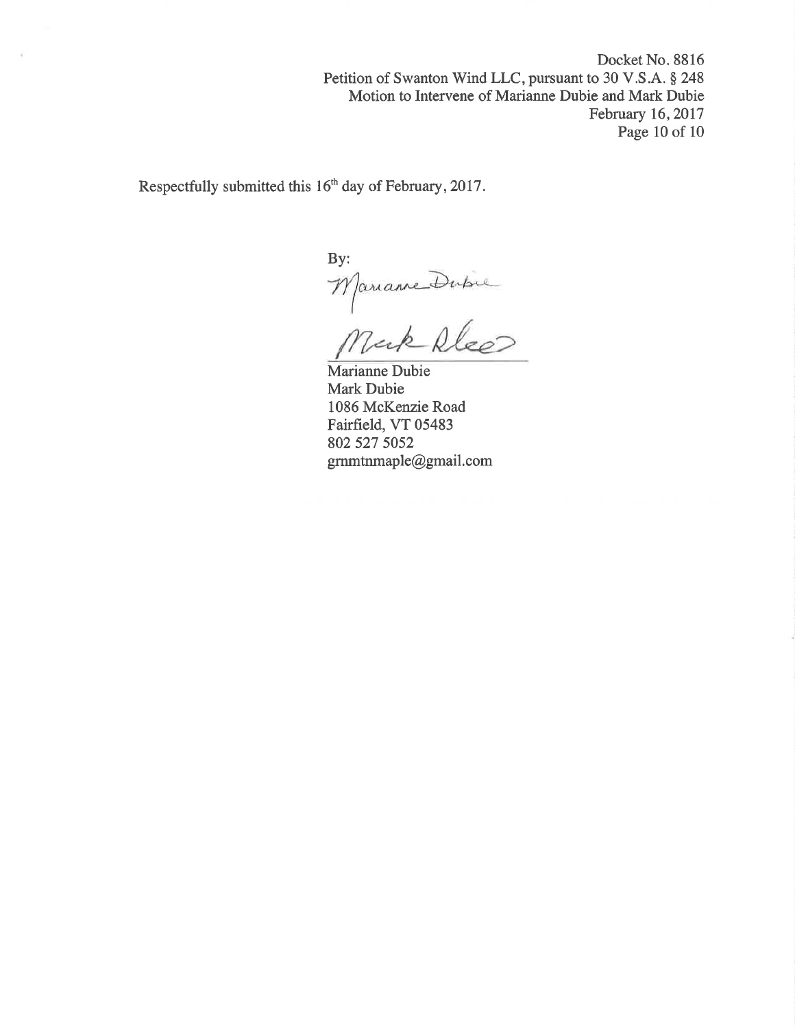Respectfully submitted this 16th day of February, 2017.

By:

Marianne Dubie
Mark Dubie
1086 McKenzie Road
Fairfield, VT 05483
802 527 5052
grnmtnmaple@gmail.com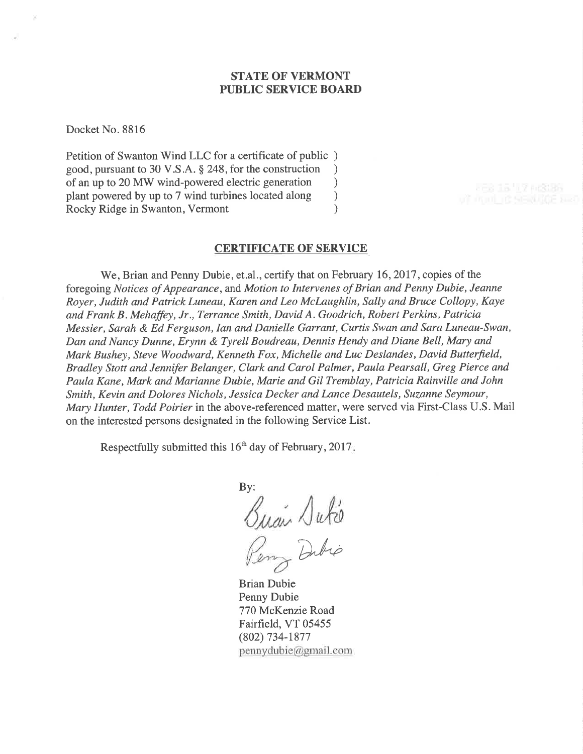**STATE OF VERMONT**
**PUBLIC SERVICE BOARD**

Docket No. 8816

Petition of Swanton Wind LLC for a certificate of public )
good, pursuant to 30 V.S.A. § 248, for the construction )
of an up to 20 MW wind-powered electric generation )
plant powered by up to 7 wind turbines located along )
Rocky Ridge in Swanton, Vermont )

## CERTIFICATE OF SERVICE

We, Brian and Penny Dubie, et.al., certify that on February 16, 2017, copies of the foregoing *Notices of Appearance*, and *Motion to Intervenes of Brian and Penny Dubie, Jeanne Royer, Judith and Patrick Luneau, Karen and Leo McLaughlin, Sally and Bruce Collopy, Kaye and Frank B. Mehaffey, Jr., Terrance Smith, David A. Goodrich, Robert Perkins, Patricia Messier, Sarah & Ed Ferguson, Ian and Danielle Garrant, Curtis Swan and Sara Luneau-Swan, Dan and Nancy Dunne, Erynn & Tyrell Boudreau, Dennis Hendy and Diane Bell, Mary and Mark Bushey, Steve Woodward, Kenneth Fox, Michelle and Luc Deslandes, David Butterfield, Bradley Stott and Jennifer Belanger, Clark and Carol Palmer, Paula Pearsall, Greg Pierce and Paula Kane, Mark and Marianne Dubie, Marie and Gil Tremblay, Patricia Rainville and John Smith, Kevin and Dolores Nichols, Jessica Decker and Lance Desautels, Suzanne Seymour, Mary Hunter, Todd Poirier* in the above-referenced matter, were served via First-Class U.S. Mail on the interested persons designated in the following Service List.

Respectfully submitted this 16th day of February, 2017.

By:

Brian Dubie
Penny Dubie
770 McKenzie Road
Fairfield, VT 05455
(802) 734-1877
pennydubie@gmail.com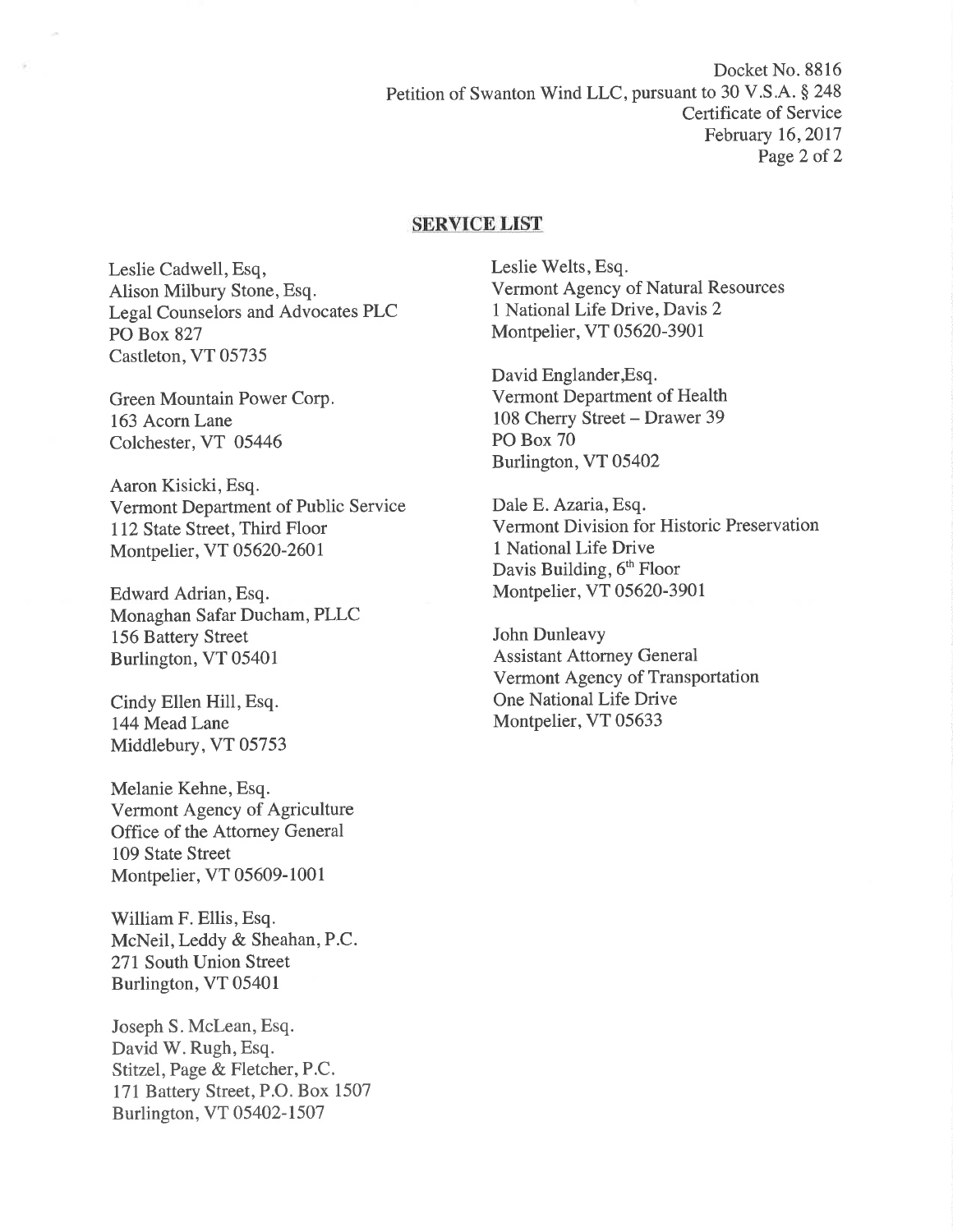## SERVICE LIST

Leslie Cadwell, Esq,
Alison Milbury Stone, Esq.
Legal Counselors and Advocates PLC
PO Box 827
Castleton, VT 05735

Green Mountain Power Corp.
163 Acorn Lane
Colchester, VT 05446

Aaron Kisicki, Esq.
Vermont Department of Public Service
112 State Street, Third Floor
Montpelier, VT 05620-2601

Edward Adrian, Esq.
Monaghan Safar Ducham, PLLC
156 Battery Street
Burlington, VT 05401

Cindy Ellen Hill, Esq.
144 Mead Lane
Middlebury, VT 05753

Melanie Kehne, Esq.
Vermont Agency of Agriculture
Office of the Attorney General
109 State Street
Montpelier, VT 05609-1001

William F. Ellis, Esq.
McNeil, Leddy & Sheahan, P.C.
271 South Union Street
Burlington, VT 05401

Joseph S. McLean, Esq.
David W. Rugh, Esq.
Stitzel, Page & Fletcher, P.C.
171 Battery Street, P.O. Box 1507
Burlington, VT 05402-1507

Leslie Welts, Esq.
Vermont Agency of Natural Resources
1 National Life Drive, Davis 2
Montpelier, VT 05620-3901

David Englander,Esq.
Vermont Department of Health
108 Cherry Street – Drawer 39
PO Box 70
Burlington, VT 05402

Dale E. Azaria, Esq.
Vermont Division for Historic Preservation
1 National Life Drive
Davis Building, 6th Floor
Montpelier, VT 05620-3901

John Dunleavy
Assistant Attorney General
Vermont Agency of Transportation
One National Life Drive
Montpelier, VT 05633